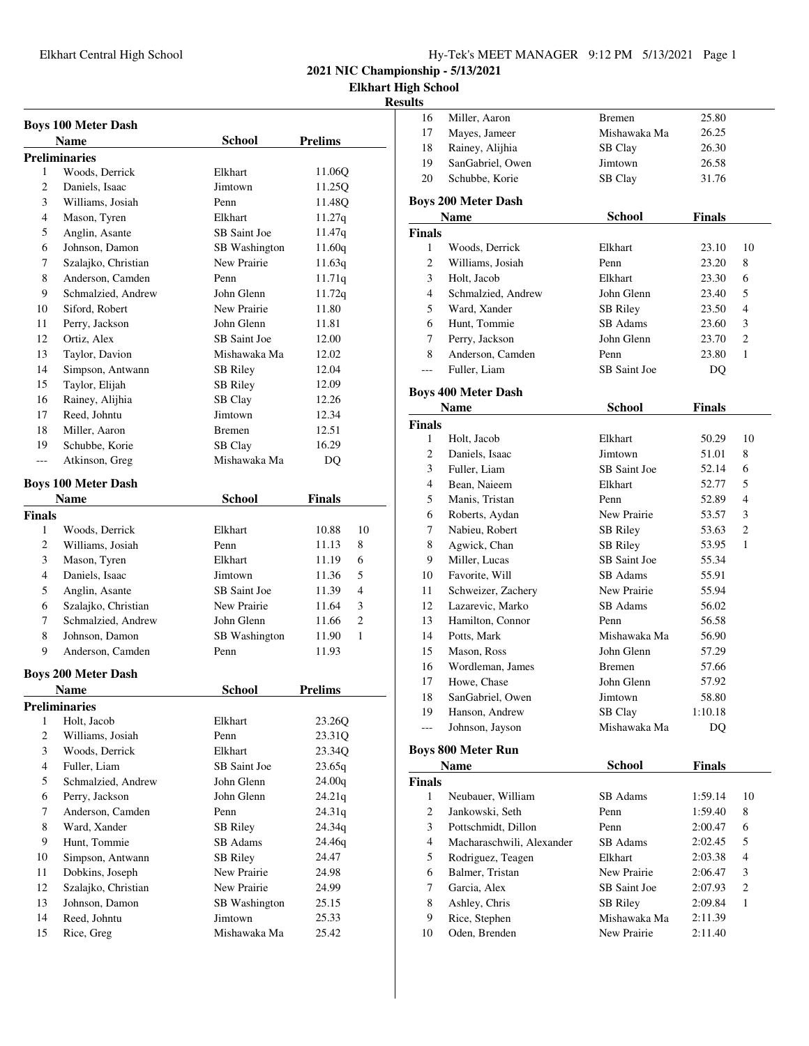# 2021 NIC Championship - 5/13/2021

**Elkhart High School**

**Results**

### Boys 100 Meter Dash

| | Name | School | Prelims |
|---|---|---|---|
| **Preliminaries** | | | |
| 1 | Woods, Derrick | Elkhart | 11.06Q |
| 2 | Daniels, Isaac | Jimtown | 11.25Q |
| 3 | Williams, Josiah | Penn | 11.48Q |
| 4 | Mason, Tyren | Elkhart | 11.27q |
| 5 | Anglin, Asante | SB Saint Joe | 11.47q |
| 6 | Johnson, Damon | SB Washington | 11.60q |
| 7 | Szalajko, Christian | New Prairie | 11.63q |
| 8 | Anderson, Camden | Penn | 11.71q |
| 9 | Schmalzied, Andrew | John Glenn | 11.72q |
| 10 | Siford, Robert | New Prairie | 11.80 |
| 11 | Perry, Jackson | John Glenn | 11.81 |
| 12 | Ortiz, Alex | SB Saint Joe | 12.00 |
| 13 | Taylor, Davion | Mishawaka Ma | 12.02 |
| 14 | Simpson, Antwann | SB Riley | 12.04 |
| 15 | Taylor, Elijah | SB Riley | 12.09 |
| 16 | Rainey, Alijhia | SB Clay | 12.26 |
| 17 | Reed, Johntu | Jimtown | 12.34 |
| 18 | Miller, Aaron | Bremen | 12.51 |
| 19 | Schubbe, Korie | SB Clay | 16.29 |
| --- | Atkinson, Greg | Mishawaka Ma | DQ |

### Boys 100 Meter Dash

| | Name | School | Finals | |
|---|---|---|---|---|
| **Finals** | | | | |
| 1 | Woods, Derrick | Elkhart | 10.88 | 10 |
| 2 | Williams, Josiah | Penn | 11.13 | 8 |
| 3 | Mason, Tyren | Elkhart | 11.19 | 6 |
| 4 | Daniels, Isaac | Jimtown | 11.36 | 5 |
| 5 | Anglin, Asante | SB Saint Joe | 11.39 | 4 |
| 6 | Szalajko, Christian | New Prairie | 11.64 | 3 |
| 7 | Schmalzied, Andrew | John Glenn | 11.66 | 2 |
| 8 | Johnson, Damon | SB Washington | 11.90 | 1 |
| 9 | Anderson, Camden | Penn | 11.93 | |

### Boys 200 Meter Dash

| | Name | School | Prelims |
|---|---|---|---|
| **Preliminaries** | | | |
| 1 | Holt, Jacob | Elkhart | 23.26Q |
| 2 | Williams, Josiah | Penn | 23.31Q |
| 3 | Woods, Derrick | Elkhart | 23.34Q |
| 4 | Fuller, Liam | SB Saint Joe | 23.65q |
| 5 | Schmalzied, Andrew | John Glenn | 24.00q |
| 6 | Perry, Jackson | John Glenn | 24.21q |
| 7 | Anderson, Camden | Penn | 24.31q |
| 8 | Ward, Xander | SB Riley | 24.34q |
| 9 | Hunt, Tommie | SB Adams | 24.46q |
| 10 | Simpson, Antwann | SB Riley | 24.47 |
| 11 | Dobkins, Joseph | New Prairie | 24.98 |
| 12 | Szalajko, Christian | New Prairie | 24.99 |
| 13 | Johnson, Damon | SB Washington | 25.15 |
| 14 | Reed, Johntu | Jimtown | 25.33 |
| 15 | Rice, Greg | Mishawaka Ma | 25.42 |
| 16 | Miller, Aaron | Bremen | 25.80 |
| 17 | Mayes, Jameer | Mishawaka Ma | 26.25 |
| 18 | Rainey, Alijhia | SB Clay | 26.30 |
| 19 | SanGabriel, Owen | Jimtown | 26.58 |
| 20 | Schubbe, Korie | SB Clay | 31.76 |

### Boys 200 Meter Dash

| | Name | School | Finals | |
|---|---|---|---|---|
| **Finals** | | | | |
| 1 | Woods, Derrick | Elkhart | 23.10 | 10 |
| 2 | Williams, Josiah | Penn | 23.20 | 8 |
| 3 | Holt, Jacob | Elkhart | 23.30 | 6 |
| 4 | Schmalzied, Andrew | John Glenn | 23.40 | 5 |
| 5 | Ward, Xander | SB Riley | 23.50 | 4 |
| 6 | Hunt, Tommie | SB Adams | 23.60 | 3 |
| 7 | Perry, Jackson | John Glenn | 23.70 | 2 |
| 8 | Anderson, Camden | Penn | 23.80 | 1 |
| --- | Fuller, Liam | SB Saint Joe | DQ | |

### Boys 400 Meter Dash

| | Name | School | Finals | |
|---|---|---|---|---|
| **Finals** | | | | |
| 1 | Holt, Jacob | Elkhart | 50.29 | 10 |
| 2 | Daniels, Isaac | Jimtown | 51.01 | 8 |
| 3 | Fuller, Liam | SB Saint Joe | 52.14 | 6 |
| 4 | Bean, Naieem | Elkhart | 52.77 | 5 |
| 5 | Manis, Tristan | Penn | 52.89 | 4 |
| 6 | Roberts, Aydan | New Prairie | 53.57 | 3 |
| 7 | Nabieu, Robert | SB Riley | 53.63 | 2 |
| 8 | Agwick, Chan | SB Riley | 53.95 | 1 |
| 9 | Miller, Lucas | SB Saint Joe | 55.34 | |
| 10 | Favorite, Will | SB Adams | 55.91 | |
| 11 | Schweizer, Zachery | New Prairie | 55.94 | |
| 12 | Lazarevic, Marko | SB Adams | 56.02 | |
| 13 | Hamilton, Connor | Penn | 56.58 | |
| 14 | Potts, Mark | Mishawaka Ma | 56.90 | |
| 15 | Mason, Ross | John Glenn | 57.29 | |
| 16 | Wordleman, James | Bremen | 57.66 | |
| 17 | Howe, Chase | John Glenn | 57.92 | |
| 18 | SanGabriel, Owen | Jimtown | 58.80 | |
| 19 | Hanson, Andrew | SB Clay | 1:10.18 | |
| --- | Johnson, Jayson | Mishawaka Ma | DQ | |

### Boys 800 Meter Run

| | Name | School | Finals | |
|---|---|---|---|---|
| **Finals** | | | | |
| 1 | Neubauer, William | SB Adams | 1:59.14 | 10 |
| 2 | Jankowski, Seth | Penn | 1:59.40 | 8 |
| 3 | Pottschmidt, Dillon | Penn | 2:00.47 | 6 |
| 4 | Macharaschwili, Alexander | SB Adams | 2:02.45 | 5 |
| 5 | Rodriguez, Teagen | Elkhart | 2:03.38 | 4 |
| 6 | Balmer, Tristan | New Prairie | 2:06.47 | 3 |
| 7 | Garcia, Alex | SB Saint Joe | 2:07.93 | 2 |
| 8 | Ashley, Chris | SB Riley | 2:09.84 | 1 |
| 9 | Rice, Stephen | Mishawaka Ma | 2:11.39 | |
| 10 | Oden, Brenden | New Prairie | 2:11.40 | |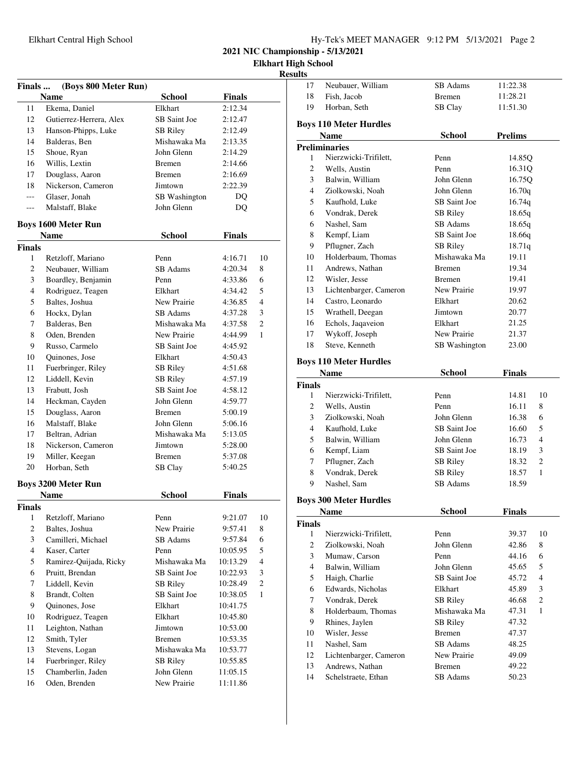## Finals ... (Boys 800 Meter Run)

| | Name | School | Finals | |
|---|---|---|---|---|
| 11 | Ekema, Daniel | Elkhart | 2:12.34 | |
| 12 | Gutierrez-Herrera, Alex | SB Saint Joe | 2:12.47 | |
| 13 | Hanson-Phipps, Luke | SB Riley | 2:12.49 | |
| 14 | Balderas, Ben | Mishawaka Ma | 2:13.35 | |
| 15 | Shoue, Ryan | John Glenn | 2:14.29 | |
| 16 | Willis, Lextin | Bremen | 2:14.66 | |
| 17 | Douglass, Aaron | Bremen | 2:16.69 | |
| 18 | Nickerson, Cameron | Jimtown | 2:22.39 | |
| --- | Glaser, Jonah | SB Washington | DQ | |
| --- | Malstaff, Blake | John Glenn | DQ | |

## Boys 1600 Meter Run

| | Name | School | Finals | |
|---|---|---|---|---|
| **Finals** | | | | |
| 1 | Retzloff, Mariano | Penn | 4:16.71 | 10 |
| 2 | Neubauer, William | SB Adams | 4:20.34 | 8 |
| 3 | Boardley, Benjamin | Penn | 4:33.86 | 6 |
| 4 | Rodriguez, Teagen | Elkhart | 4:34.42 | 5 |
| 5 | Baltes, Joshua | New Prairie | 4:36.85 | 4 |
| 6 | Hockx, Dylan | SB Adams | 4:37.28 | 3 |
| 7 | Balderas, Ben | Mishawaka Ma | 4:37.58 | 2 |
| 8 | Oden, Brenden | New Prairie | 4:44.99 | 1 |
| 9 | Russo, Carmelo | SB Saint Joe | 4:45.92 | |
| 10 | Quinones, Jose | Elkhart | 4:50.43 | |
| 11 | Fuerbringer, Riley | SB Riley | 4:51.68 | |
| 12 | Liddell, Kevin | SB Riley | 4:57.19 | |
| 13 | Frabutt, Josh | SB Saint Joe | 4:58.12 | |
| 14 | Heckman, Cayden | John Glenn | 4:59.77 | |
| 15 | Douglass, Aaron | Bremen | 5:00.19 | |
| 16 | Malstaff, Blake | John Glenn | 5:06.16 | |
| 17 | Beltran, Adrian | Mishawaka Ma | 5:13.05 | |
| 18 | Nickerson, Cameron | Jimtown | 5:28.00 | |
| 19 | Miller, Keegan | Bremen | 5:37.08 | |
| 20 | Horban, Seth | SB Clay | 5:40.25 | |

## Boys 3200 Meter Run

| | Name | School | Finals | |
|---|---|---|---|---|
| **Finals** | | | | |
| 1 | Retzloff, Mariano | Penn | 9:21.07 | 10 |
| 2 | Baltes, Joshua | New Prairie | 9:57.41 | 8 |
| 3 | Camilleri, Michael | SB Adams | 9:57.84 | 6 |
| 4 | Kaser, Carter | Penn | 10:05.95 | 5 |
| 5 | Ramirez-Quijada, Ricky | Mishawaka Ma | 10:13.29 | 4 |
| 6 | Pruitt, Brendan | SB Saint Joe | 10:22.93 | 3 |
| 7 | Liddell, Kevin | SB Riley | 10:28.49 | 2 |
| 8 | Brandt, Colten | SB Saint Joe | 10:38.05 | 1 |
| 9 | Quinones, Jose | Elkhart | 10:41.75 | |
| 10 | Rodriguez, Teagen | Elkhart | 10:45.80 | |
| 11 | Leighton, Nathan | Jimtown | 10:53.00 | |
| 12 | Smith, Tyler | Bremen | 10:53.35 | |
| 13 | Stevens, Logan | Mishawaka Ma | 10:53.77 | |
| 14 | Fuerbringer, Riley | SB Riley | 10:55.85 | |
| 15 | Chamberlin, Jaden | John Glenn | 11:05.15 | |
| 16 | Oden, Brenden | New Prairie | 11:11.86 | |
| 17 | Neubauer, William | SB Adams | 11:22.38 | |
| 18 | Fish, Jacob | Bremen | 11:28.21 | |
| 19 | Horban, Seth | SB Clay | 11:51.30 | |

## Boys 110 Meter Hurdles

| | Name | School | Prelims |
|---|---|---|---|
| **Preliminaries** | | | |
| 1 | Nierzwicki-Trifilett, | Penn | 14.85Q |
| 2 | Wells, Austin | Penn | 16.31Q |
| 3 | Balwin, William | John Glenn | 16.75Q |
| 4 | Ziolkowski, Noah | John Glenn | 16.70q |
| 5 | Kaufhold, Luke | SB Saint Joe | 16.74q |
| 6 | Vondrak, Derek | SB Riley | 18.65q |
| 6 | Nashel, Sam | SB Adams | 18.65q |
| 8 | Kempf, Liam | SB Saint Joe | 18.66q |
| 9 | Pflugner, Zach | SB Riley | 18.71q |
| 10 | Holderbaum, Thomas | Mishawaka Ma | 19.11 |
| 11 | Andrews, Nathan | Bremen | 19.34 |
| 12 | Wisler, Jesse | Bremen | 19.41 |
| 13 | Lichtenbarger, Cameron | New Prairie | 19.97 |
| 14 | Castro, Leonardo | Elkhart | 20.62 |
| 15 | Wrathell, Deegan | Jimtown | 20.77 |
| 16 | Echols, Jaqaveion | Elkhart | 21.25 |
| 17 | Wykoff, Joseph | New Prairie | 21.37 |
| 18 | Steve, Kenneth | SB Washington | 23.00 |

## Boys 110 Meter Hurdles

| | Name | School | Finals | |
|---|---|---|---|---|
| **Finals** | | | | |
| 1 | Nierzwicki-Trifilett, | Penn | 14.81 | 10 |
| 2 | Wells, Austin | Penn | 16.11 | 8 |
| 3 | Ziolkowski, Noah | John Glenn | 16.38 | 6 |
| 4 | Kaufhold, Luke | SB Saint Joe | 16.60 | 5 |
| 5 | Balwin, William | John Glenn | 16.73 | 4 |
| 6 | Kempf, Liam | SB Saint Joe | 18.19 | 3 |
| 7 | Pflugner, Zach | SB Riley | 18.32 | 2 |
| 8 | Vondrak, Derek | SB Riley | 18.57 | 1 |
| 9 | Nashel, Sam | SB Adams | 18.59 | |

## Boys 300 Meter Hurdles

| | Name | School | Finals | |
|---|---|---|---|---|
| **Finals** | | | | |
| 1 | Nierzwicki-Trifilett, | Penn | 39.37 | 10 |
| 2 | Ziolkowski, Noah | John Glenn | 42.86 | 8 |
| 3 | Mumaw, Carson | Penn | 44.16 | 6 |
| 4 | Balwin, William | John Glenn | 45.65 | 5 |
| 5 | Haigh, Charlie | SB Saint Joe | 45.72 | 4 |
| 6 | Edwards, Nicholas | Elkhart | 45.89 | 3 |
| 7 | Vondrak, Derek | SB Riley | 46.68 | 2 |
| 8 | Holderbaum, Thomas | Mishawaka Ma | 47.31 | 1 |
| 9 | Rhines, Jaylen | SB Riley | 47.32 | |
| 10 | Wisler, Jesse | Bremen | 47.37 | |
| 11 | Nashel, Sam | SB Adams | 48.25 | |
| 12 | Lichtenbarger, Cameron | New Prairie | 49.09 | |
| 13 | Andrews, Nathan | Bremen | 49.22 | |
| 14 | Schelstraete, Ethan | SB Adams | 50.23 | |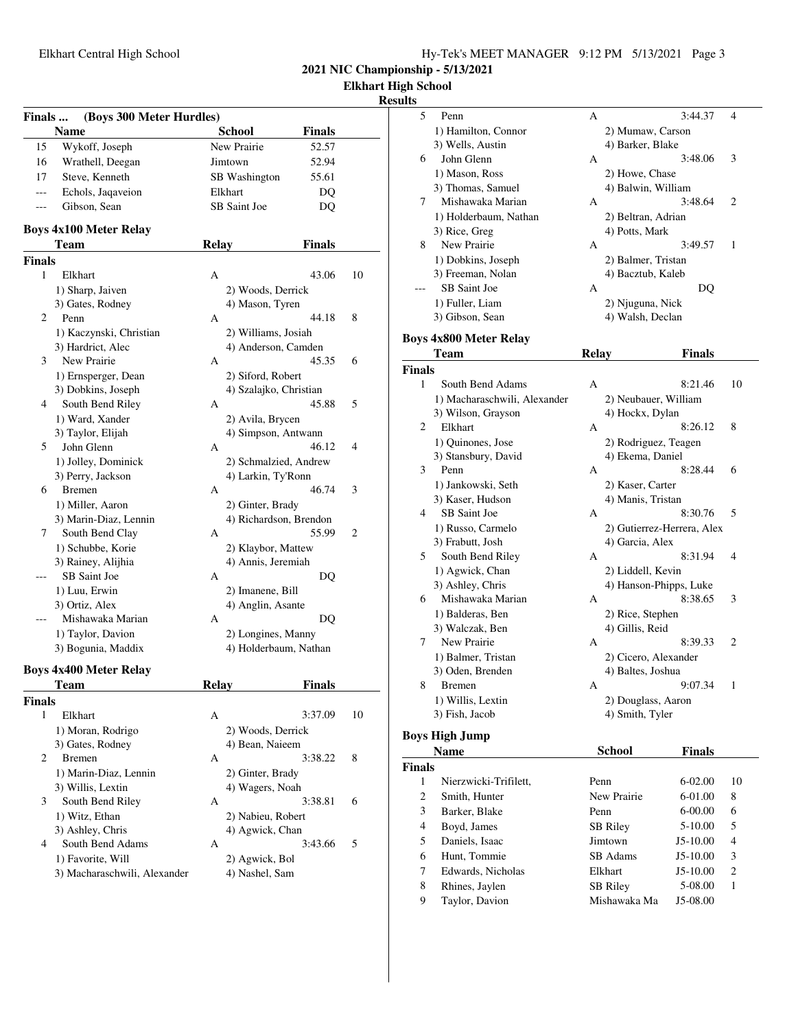**2021 NIC Championship - 5/13/2021**

**Elkhart High School**

**Results**

## Finals ... (Boys 300 Meter Hurdles)

| | Name | School | Finals |
|---|---|---|---|
| 15 | Wykoff, Joseph | New Prairie | 52.57 |
| 16 | Wrathell, Deegan | Jimtown | 52.94 |
| 17 | Steve, Kenneth | SB Washington | 55.61 |
| --- | Echols, Jaqaveion | Elkhart | DQ |
| --- | Gibson, Sean | SB Saint Joe | DQ |

## Boys 4x100 Meter Relay

**Finals**

| | Team | Relay | Finals | Points |
|---|---|---|---|---|
| 1 | Elkhart | A | 43.06 | 10 |
| | 1) Sharp, Jaiven | 2) Woods, Derrick | | |
| | 3) Gates, Rodney | 4) Mason, Tyren | | |
| 2 | Penn | A | 44.18 | 8 |
| | 1) Kaczynski, Christian | 2) Williams, Josiah | | |
| | 3) Hardrict, Alec | 4) Anderson, Camden | | |
| 3 | New Prairie | A | 45.35 | 6 |
| | 1) Ernsperger, Dean | 2) Siford, Robert | | |
| | 3) Dobkins, Joseph | 4) Szalajko, Christian | | |
| 4 | South Bend Riley | A | 45.88 | 5 |
| | 1) Ward, Xander | 2) Avila, Brycen | | |
| | 3) Taylor, Elijah | 4) Simpson, Antwann | | |
| 5 | John Glenn | A | 46.12 | 4 |
| | 1) Jolley, Dominick | 2) Schmalzied, Andrew | | |
| | 3) Perry, Jackson | 4) Larkin, Ty'Ronn | | |
| 6 | Bremen | A | 46.74 | 3 |
| | 1) Miller, Aaron | 2) Ginter, Brady | | |
| | 3) Marin-Diaz, Lennin | 4) Richardson, Brendon | | |
| 7 | South Bend Clay | A | 55.99 | 2 |
| | 1) Schubbe, Korie | 2) Klaybor, Mattew | | |
| | 3) Rainey, Alijhia | 4) Annis, Jeremiah | | |
| --- | SB Saint Joe | A | DQ | |
| | 1) Luu, Erwin | 2) Imanene, Bill | | |
| | 3) Ortiz, Alex | 4) Anglin, Asante | | |
| --- | Mishawaka Marian | A | DQ | |
| | 1) Taylor, Davion | 2) Longines, Manny | | |
| | 3) Bogunia, Maddix | 4) Holderbaum, Nathan | | |

## Boys 4x400 Meter Relay

**Finals**

| | Team | Relay | Finals | Points |
|---|---|---|---|---|
| 1 | Elkhart | A | 3:37.09 | 10 |
| | 1) Moran, Rodrigo | 2) Woods, Derrick | | |
| | 3) Gates, Rodney | 4) Bean, Naieem | | |
| 2 | Bremen | A | 3:38.22 | 8 |
| | 1) Marin-Diaz, Lennin | 2) Ginter, Brady | | |
| | 3) Willis, Lextin | 4) Wagers, Noah | | |
| 3 | South Bend Riley | A | 3:38.81 | 6 |
| | 1) Witz, Ethan | 2) Nabieu, Robert | | |
| | 3) Ashley, Chris | 4) Agwick, Chan | | |
| 4 | South Bend Adams | A | 3:43.66 | 5 |
| | 1) Favorite, Will | 2) Agwick, Bol | | |
| | 3) Macharaschwili, Alexander | 4) Nashel, Sam | | |
| 5 | Penn | A | 3:44.37 | 4 |
| | 1) Hamilton, Connor | 2) Mumaw, Carson | | |
| | 3) Wells, Austin | 4) Barker, Blake | | |
| 6 | John Glenn | A | 3:48.06 | 3 |
| | 1) Mason, Ross | 2) Howe, Chase | | |
| | 3) Thomas, Samuel | 4) Balwin, William | | |
| 7 | Mishawaka Marian | A | 3:48.64 | 2 |
| | 1) Holderbaum, Nathan | 2) Beltran, Adrian | | |
| | 3) Rice, Greg | 4) Potts, Mark | | |
| 8 | New Prairie | A | 3:49.57 | 1 |
| | 1) Dobkins, Joseph | 2) Balmer, Tristan | | |
| | 3) Freeman, Nolan | 4) Bacztub, Kaleb | | |
| --- | SB Saint Joe | A | DQ | |
| | 1) Fuller, Liam | 2) Njuguna, Nick | | |
| | 3) Gibson, Sean | 4) Walsh, Declan | | |

## Boys 4x800 Meter Relay

**Finals**

| | Team | Relay | Finals | Points |
|---|---|---|---|---|
| 1 | South Bend Adams | A | 8:21.46 | 10 |
| | 1) Macharaschwili, Alexander | 2) Neubauer, William | | |
| | 3) Wilson, Grayson | 4) Hockx, Dylan | | |
| 2 | Elkhart | A | 8:26.12 | 8 |
| | 1) Quinones, Jose | 2) Rodriguez, Teagen | | |
| | 3) Stansbury, David | 4) Ekema, Daniel | | |
| 3 | Penn | A | 8:28.44 | 6 |
| | 1) Jankowski, Seth | 2) Kaser, Carter | | |
| | 3) Kaser, Hudson | 4) Manis, Tristan | | |
| 4 | SB Saint Joe | A | 8:30.76 | 5 |
| | 1) Russo, Carmelo | 2) Gutierrez-Herrera, Alex | | |
| | 3) Frabutt, Josh | 4) Garcia, Alex | | |
| 5 | South Bend Riley | A | 8:31.94 | 4 |
| | 1) Agwick, Chan | 2) Liddell, Kevin | | |
| | 3) Ashley, Chris | 4) Hanson-Phipps, Luke | | |
| 6 | Mishawaka Marian | A | 8:38.65 | 3 |
| | 1) Balderas, Ben | 2) Rice, Stephen | | |
| | 3) Walczak, Ben | 4) Gillis, Reid | | |
| 7 | New Prairie | A | 8:39.33 | 2 |
| | 1) Balmer, Tristan | 2) Cicero, Alexander | | |
| | 3) Oden, Brenden | 4) Baltes, Joshua | | |
| 8 | Bremen | A | 9:07.34 | 1 |
| | 1) Willis, Lextin | 2) Douglass, Aaron | | |
| | 3) Fish, Jacob | 4) Smith, Tyler | | |

## Boys High Jump

**Finals**

| | Name | School | Finals | Points |
|---|---|---|---|---|
| 1 | Nierzwicki-Trifilett, | Penn | 6-02.00 | 10 |
| 2 | Smith, Hunter | New Prairie | 6-01.00 | 8 |
| 3 | Barker, Blake | Penn | 6-00.00 | 6 |
| 4 | Boyd, James | SB Riley | 5-10.00 | 5 |
| 5 | Daniels, Isaac | Jimtown | J5-10.00 | 4 |
| 6 | Hunt, Tommie | SB Adams | J5-10.00 | 3 |
| 7 | Edwards, Nicholas | Elkhart | J5-10.00 | 2 |
| 8 | Rhines, Jaylen | SB Riley | 5-08.00 | 1 |
| 9 | Taylor, Davion | Mishawaka Ma | J5-08.00 | |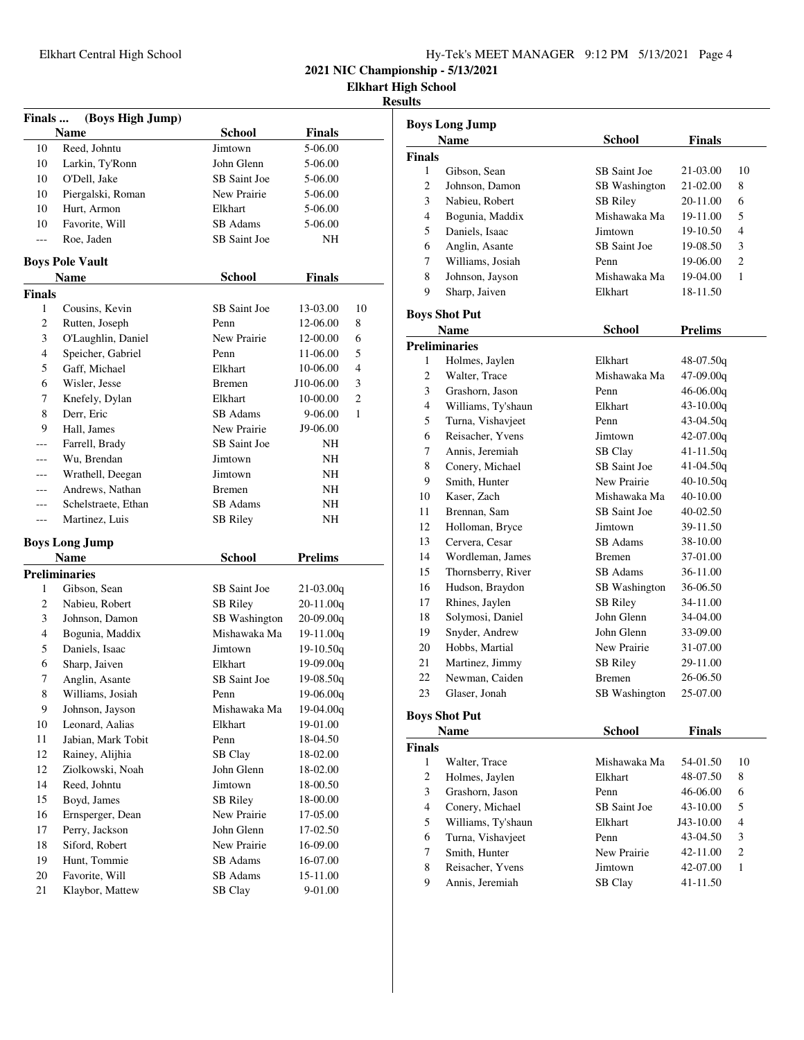**2021 NIC Championship - 5/13/2021**

**Elkhart High School**

**Results**

### Finals ... (Boys High Jump)

| | Name | School | Finals |
|---|---|---|---|
| 10 | Reed, Johntu | Jimtown | 5-06.00 |
| 10 | Larkin, Ty'Ronn | John Glenn | 5-06.00 |
| 10 | O'Dell, Jake | SB Saint Joe | 5-06.00 |
| 10 | Piergalski, Roman | New Prairie | 5-06.00 |
| 10 | Hurt, Armon | Elkhart | 5-06.00 |
| 10 | Favorite, Will | SB Adams | 5-06.00 |
| --- | Roe, Jaden | SB Saint Joe | NH |

### Boys Pole Vault

| | Name | School | Finals | |
|---|---|---|---|---|
| **Finals** | | | | |
| 1 | Cousins, Kevin | SB Saint Joe | 13-03.00 | 10 |
| 2 | Rutten, Joseph | Penn | 12-06.00 | 8 |
| 3 | O'Laughlin, Daniel | New Prairie | 12-00.00 | 6 |
| 4 | Speicher, Gabriel | Penn | 11-06.00 | 5 |
| 5 | Gaff, Michael | Elkhart | 10-06.00 | 4 |
| 6 | Wisler, Jesse | Bremen | J10-06.00 | 3 |
| 7 | Knefely, Dylan | Elkhart | 10-00.00 | 2 |
| 8 | Derr, Eric | SB Adams | 9-06.00 | 1 |
| 9 | Hall, James | New Prairie | J9-06.00 | |
| --- | Farrell, Brady | SB Saint Joe | NH | |
| --- | Wu, Brendan | Jimtown | NH | |
| --- | Wrathell, Deegan | Jimtown | NH | |
| --- | Andrews, Nathan | Bremen | NH | |
| --- | Schelstraete, Ethan | SB Adams | NH | |
| --- | Martinez, Luis | SB Riley | NH | |

### Boys Long Jump

| | Name | School | Prelims |
|---|---|---|---|
| **Preliminaries** | | | |
| 1 | Gibson, Sean | SB Saint Joe | 21-03.00q |
| 2 | Nabieu, Robert | SB Riley | 20-11.00q |
| 3 | Johnson, Damon | SB Washington | 20-09.00q |
| 4 | Bogunia, Maddix | Mishawaka Ma | 19-11.00q |
| 5 | Daniels, Isaac | Jimtown | 19-10.50q |
| 6 | Sharp, Jaiven | Elkhart | 19-09.00q |
| 7 | Anglin, Asante | SB Saint Joe | 19-08.50q |
| 8 | Williams, Josiah | Penn | 19-06.00q |
| 9 | Johnson, Jayson | Mishawaka Ma | 19-04.00q |
| 10 | Leonard, Aalias | Elkhart | 19-01.00 |
| 11 | Jabian, Mark Tobit | Penn | 18-04.50 |
| 12 | Rainey, Alijhia | SB Clay | 18-02.00 |
| 12 | Ziolkowski, Noah | John Glenn | 18-02.00 |
| 14 | Reed, Johntu | Jimtown | 18-00.50 |
| 15 | Boyd, James | SB Riley | 18-00.00 |
| 16 | Ernsperger, Dean | New Prairie | 17-05.00 |
| 17 | Perry, Jackson | John Glenn | 17-02.50 |
| 18 | Siford, Robert | New Prairie | 16-09.00 |
| 19 | Hunt, Tommie | SB Adams | 16-07.00 |
| 20 | Favorite, Will | SB Adams | 15-11.00 |
| 21 | Klaybor, Mattew | SB Clay | 9-01.00 |

### Boys Long Jump

| | Name | School | Finals | |
|---|---|---|---|---|
| **Finals** | | | | |
| 1 | Gibson, Sean | SB Saint Joe | 21-03.00 | 10 |
| 2 | Johnson, Damon | SB Washington | 21-02.00 | 8 |
| 3 | Nabieu, Robert | SB Riley | 20-11.00 | 6 |
| 4 | Bogunia, Maddix | Mishawaka Ma | 19-11.00 | 5 |
| 5 | Daniels, Isaac | Jimtown | 19-10.50 | 4 |
| 6 | Anglin, Asante | SB Saint Joe | 19-08.50 | 3 |
| 7 | Williams, Josiah | Penn | 19-06.00 | 2 |
| 8 | Johnson, Jayson | Mishawaka Ma | 19-04.00 | 1 |
| 9 | Sharp, Jaiven | Elkhart | 18-11.50 | |

### Boys Shot Put

| | Name | School | Prelims |
|---|---|---|---|
| **Preliminaries** | | | |
| 1 | Holmes, Jaylen | Elkhart | 48-07.50q |
| 2 | Walter, Trace | Mishawaka Ma | 47-09.00q |
| 3 | Grashorn, Jason | Penn | 46-06.00q |
| 4 | Williams, Ty'shaun | Elkhart | 43-10.00q |
| 5 | Turna, Vishavjeet | Penn | 43-04.50q |
| 6 | Reisacher, Yvens | Jimtown | 42-07.00q |
| 7 | Annis, Jeremiah | SB Clay | 41-11.50q |
| 8 | Conery, Michael | SB Saint Joe | 41-04.50q |
| 9 | Smith, Hunter | New Prairie | 40-10.50q |
| 10 | Kaser, Zach | Mishawaka Ma | 40-10.00 |
| 11 | Brennan, Sam | SB Saint Joe | 40-02.50 |
| 12 | Holloman, Bryce | Jimtown | 39-11.50 |
| 13 | Cervera, Cesar | SB Adams | 38-10.00 |
| 14 | Wordleman, James | Bremen | 37-01.00 |
| 15 | Thornsberry, River | SB Adams | 36-11.00 |
| 16 | Hudson, Braydon | SB Washington | 36-06.50 |
| 17 | Rhines, Jaylen | SB Riley | 34-11.00 |
| 18 | Solymosi, Daniel | John Glenn | 34-04.00 |
| 19 | Snyder, Andrew | John Glenn | 33-09.00 |
| 20 | Hobbs, Martial | New Prairie | 31-07.00 |
| 21 | Martinez, Jimmy | SB Riley | 29-11.00 |
| 22 | Newman, Caiden | Bremen | 26-06.50 |
| 23 | Glaser, Jonah | SB Washington | 25-07.00 |

### Boys Shot Put

| | Name | School | Finals | |
|---|---|---|---|---|
| **Finals** | | | | |
| 1 | Walter, Trace | Mishawaka Ma | 54-01.50 | 10 |
| 2 | Holmes, Jaylen | Elkhart | 48-07.50 | 8 |
| 3 | Grashorn, Jason | Penn | 46-06.00 | 6 |
| 4 | Conery, Michael | SB Saint Joe | 43-10.00 | 5 |
| 5 | Williams, Ty'shaun | Elkhart | J43-10.00 | 4 |
| 6 | Turna, Vishavjeet | Penn | 43-04.50 | 3 |
| 7 | Smith, Hunter | New Prairie | 42-11.00 | 2 |
| 8 | Reisacher, Yvens | Jimtown | 42-07.00 | 1 |
| 9 | Annis, Jeremiah | SB Clay | 41-11.50 | |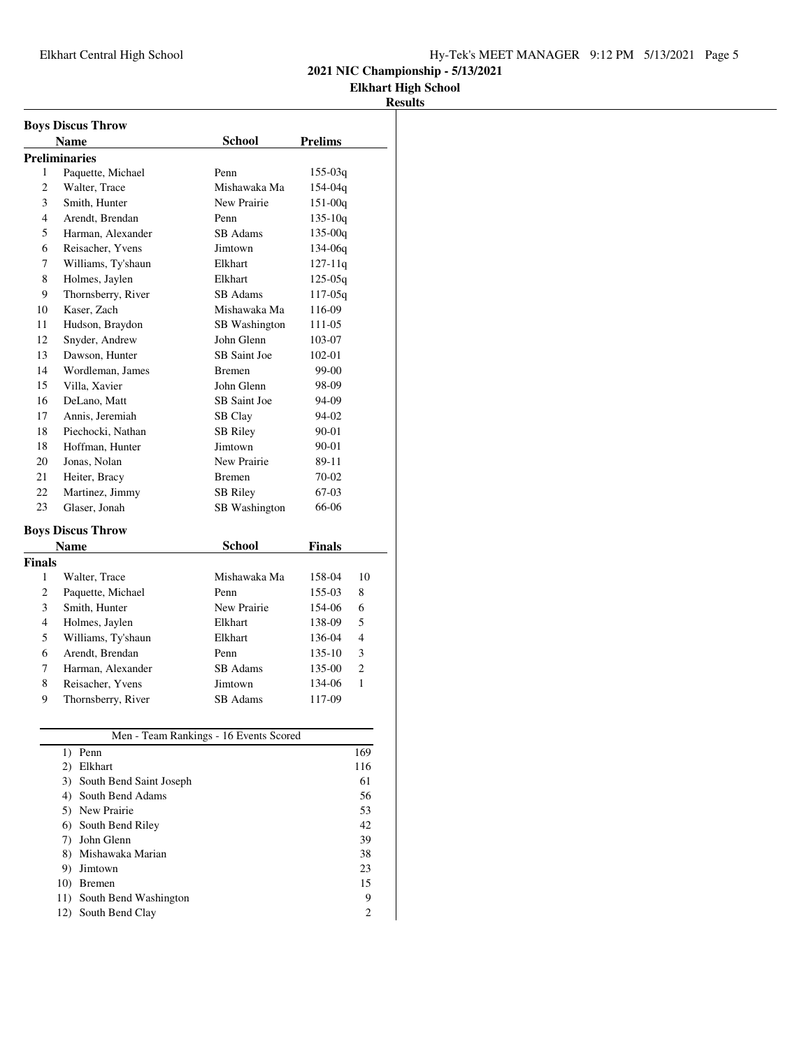## 2021 NIC Championship - 5/13/2021

**Elkhart High School**

**Results**

### Boys Discus Throw

**Preliminaries**

| | Name | School | Prelims |
|---|---|---|---|
| 1 | Paquette, Michael | Penn | 155-03q |
| 2 | Walter, Trace | Mishawaka Ma | 154-04q |
| 3 | Smith, Hunter | New Prairie | 151-00q |
| 4 | Arendt, Brendan | Penn | 135-10q |
| 5 | Harman, Alexander | SB Adams | 135-00q |
| 6 | Reisacher, Yvens | Jimtown | 134-06q |
| 7 | Williams, Ty'shaun | Elkhart | 127-11q |
| 8 | Holmes, Jaylen | Elkhart | 125-05q |
| 9 | Thornsberry, River | SB Adams | 117-05q |
| 10 | Kaser, Zach | Mishawaka Ma | 116-09 |
| 11 | Hudson, Braydon | SB Washington | 111-05 |
| 12 | Snyder, Andrew | John Glenn | 103-07 |
| 13 | Dawson, Hunter | SB Saint Joe | 102-01 |
| 14 | Wordleman, James | Bremen | 99-00 |
| 15 | Villa, Xavier | John Glenn | 98-09 |
| 16 | DeLano, Matt | SB Saint Joe | 94-09 |
| 17 | Annis, Jeremiah | SB Clay | 94-02 |
| 18 | Piechocki, Nathan | SB Riley | 90-01 |
| 18 | Hoffman, Hunter | Jimtown | 90-01 |
| 20 | Jonas, Nolan | New Prairie | 89-11 |
| 21 | Heiter, Bracy | Bremen | 70-02 |
| 22 | Martinez, Jimmy | SB Riley | 67-03 |
| 23 | Glaser, Jonah | SB Washington | 66-06 |

### Boys Discus Throw

**Finals**

| | Name | School | Finals | |
|---|---|---|---|---|
| 1 | Walter, Trace | Mishawaka Ma | 158-04 | 10 |
| 2 | Paquette, Michael | Penn | 155-03 | 8 |
| 3 | Smith, Hunter | New Prairie | 154-06 | 6 |
| 4 | Holmes, Jaylen | Elkhart | 138-09 | 5 |
| 5 | Williams, Ty'shaun | Elkhart | 136-04 | 4 |
| 6 | Arendt, Brendan | Penn | 135-10 | 3 |
| 7 | Harman, Alexander | SB Adams | 135-00 | 2 |
| 8 | Reisacher, Yvens | Jimtown | 134-06 | 1 |
| 9 | Thornsberry, River | SB Adams | 117-09 | |

### Men - Team Rankings - 16 Events Scored

| | Team | Points |
|---|---|---|
| 1) | Penn | 169 |
| 2) | Elkhart | 116 |
| 3) | South Bend Saint Joseph | 61 |
| 4) | South Bend Adams | 56 |
| 5) | New Prairie | 53 |
| 6) | South Bend Riley | 42 |
| 7) | John Glenn | 39 |
| 8) | Mishawaka Marian | 38 |
| 9) | Jimtown | 23 |
| 10) | Bremen | 15 |
| 11) | South Bend Washington | 9 |
| 12) | South Bend Clay | 2 |